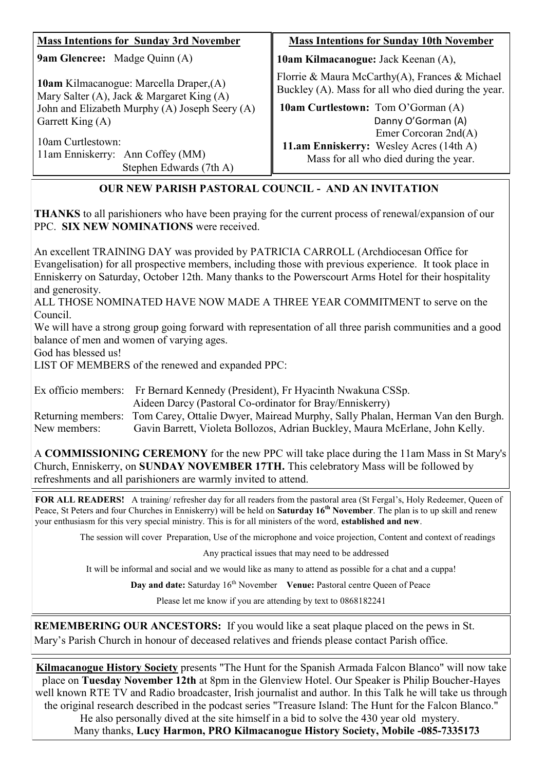**Mass Intentions for Sunday 3rd November**

**9am Glencree:** Madge Quinn (A)

**10am** Kilmacanogue: Marcella Draper,(A) Mary Salter (A), Jack & Margaret King (A) John and Elizabeth Murphy (A) Joseph Seery (A) Garrett King (A)

10am Curtlestown:

11am Enniskerry: Ann Coffey (MM) Stephen Edwards (7th A)

**Mass Intentions for Sunday 10th November**

**10am Kilmacanogue:** Jack Keenan (A),

Florrie & Maura McCarthy(A), Frances & Michael Buckley (A). Mass for all who died during the year.

**10am Curtlestown:** Tom O'Gorman (A) Danny O'Gorman (A) Emer Corcoran 2nd(A)

**11.am Enniskerry:** Wesley Acres (14th A) Mass for all who died during the year.

## OUR NEW PARISH PASTORAL COUNCIL - AND AN INVITATION

**THANKS** to all parishioners who have been praying for the current process of renewal/expansion of our PPC. **SIX NEW NOMINATIONS** were received.

An excellent TRAINING DAY was provided by PATRICIA CARROLL (Archdiocesan Office for Evangelisation) for all prospective members, including those with previous experience. It took place in Enniskerry on Saturday, October 12th. Many thanks to the Powerscourt Arms Hotel for their hospitality and generosity.

ALL THOSE NOMINATED HAVE NOW MADE A THREE YEAR COMMITMENT to serve on the Council.

We will have a strong group going forward with representation of all three parish communities and a good balance of men and women of varying ages.

God has blessed us!

LIST OF MEMBERS of the renewed and expanded PPC:

Ex officio members: Fr Bernard Kennedy (President), Fr Hyacinth Nwakuna CSSp. Aideen Darcy (Pastoral Co-ordinator for Bray/Enniskerry)

Returning members: Tom Carey, Ottalie Dwyer, Mairead Murphy, Sally Phalan, Herman Van den Burgh.

New members: Gavin Barrett, Violeta Bollozos, Adrian Buckley, Maura McErlane, John Kelly.

A **COMMISSIONING CEREMONY** for the new PPC will take place during the 11am Mass in St Mary's Church, Enniskerry, on **SUNDAY NOVEMBER 17TH.** This celebratory Mass will be followed by refreshments and all parishioners are warmly invited to attend.

**FOR ALL READERS!** A training/ refresher day for all readers from the pastoral area (St Fergal's, Holy Redeemer, Queen of Peace, St Peters and four Churches in Enniskerry) will be held on **Saturday 16th November**. The plan is to up skill and renew your enthusiasm for this very special ministry. This is for all ministers of the word, **established and new**.

The session will cover Preparation, Use of the microphone and voice projection, Content and context of readings

Any practical issues that may need to be addressed

It will be informal and social and we would like as many to attend as possible for a chat and a cuppa!

**Day and date:** Saturday 16th November **Venue:** Pastoral centre Queen of Peace

Please let me know if you are attending by text to 0868182241

**REMEMBERING OUR ANCESTORS:** If you would like a seat plaque placed on the pews in St. Mary's Parish Church in honour of deceased relatives and friends please contact Parish office.

**Kilmacanogue History Society** presents "The Hunt for the Spanish Armada Falcon Blanco" will now take place on **Tuesday November 12th** at 8pm in the Glenview Hotel. Our Speaker is Philip Boucher-Hayes well known RTE TV and Radio broadcaster, Irish journalist and author. In this Talk he will take us through the original research described in the podcast series "Treasure Island: The Hunt for the Falcon Blanco." He also personally dived at the site himself in a bid to solve the 430 year old mystery.

Many thanks, **Lucy Harmon, PRO Kilmacanogue History Society, Mobile -085-7335173**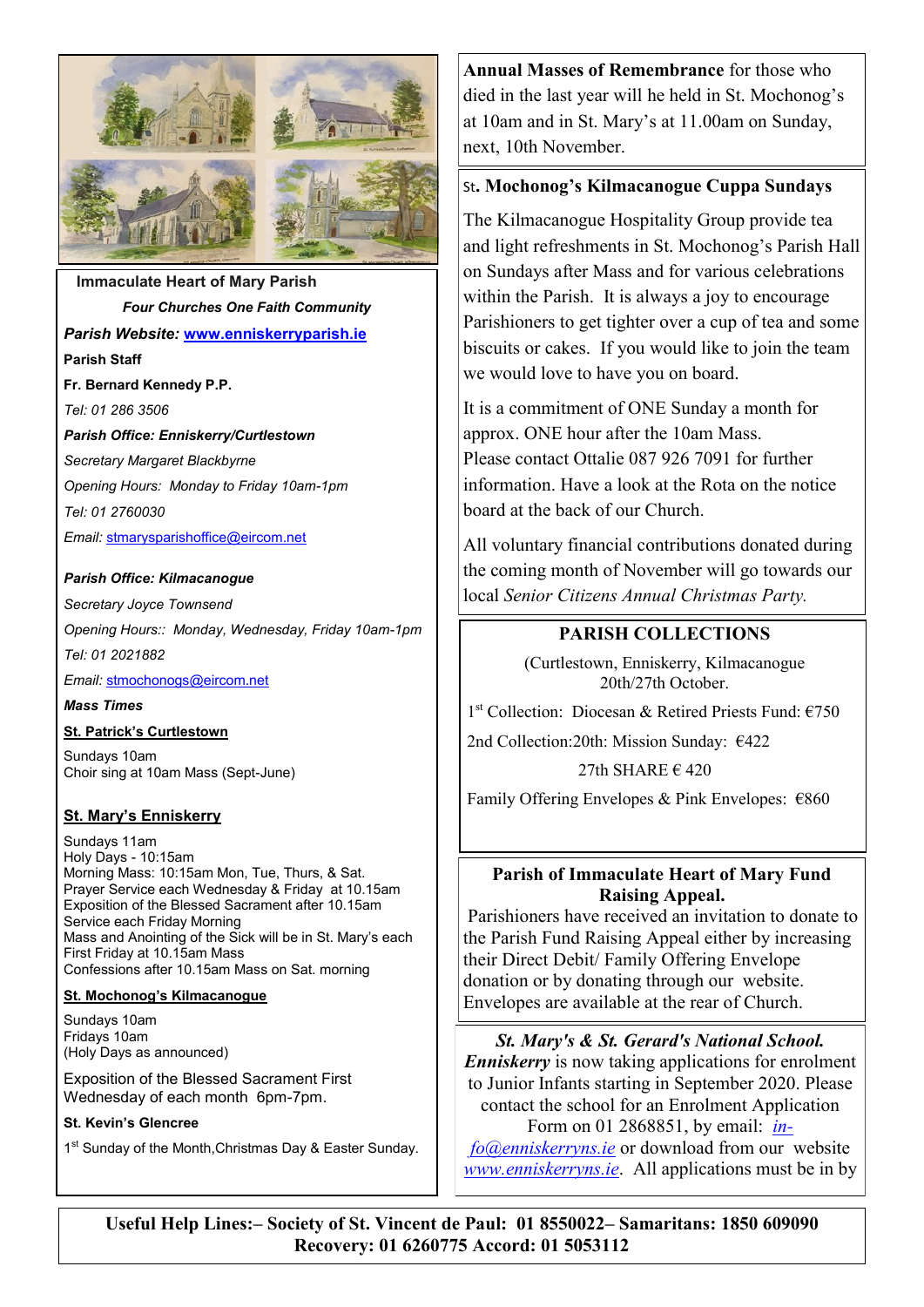**Immaculate Heart of Mary Parish**

***Four Churches One Faith Community***

***Parish Website:*** **[www.enniskerryparish.ie](http://www.enniskerryparish.ie)**

**Parish Staff**

**Fr. Bernard Kennedy P.P.**

*Tel: 01 286 3506*

***Parish Office: Enniskerry/Curtlestown***

*Secretary Margaret Blackbyrne*

*Opening Hours: Monday to Friday 10am-1pm*

*Tel: 01 2760030*

*Email: stmarysparishoffice@eircom.net*

***Parish Office: Kilmacanogue***

*Secretary Joyce Townsend*

*Opening Hours:: Monday, Wednesday, Friday 10am-1pm*

*Tel: 01 2021882*

*Email: stmochonogs@eircom.net*

***Mass Times***

**St. Patrick's Curtlestown**

Sundays 10am
Choir sing at 10am Mass (Sept-June)

**St. Mary's Enniskerry**

Sundays 11am
Holy Days - 10:15am
Morning Mass: 10:15am Mon, Tue, Thurs, & Sat.
Prayer Service each Wednesday & Friday at 10.15am
Exposition of the Blessed Sacrament after 10.15am Service each Friday Morning
Mass and Anointing of the Sick will be in St. Mary's each First Friday at 10.15am Mass
Confessions after 10.15am Mass on Sat. morning

**St. Mochonog's Kilmacanogue**

Sundays 10am
Fridays 10am
(Holy Days as announced)

Exposition of the Blessed Sacrament First Wednesday of each month 6pm-7pm.

**St. Kevin's Glencree**

1st Sunday of the Month,Christmas Day & Easter Sunday.

**Annual Masses of Remembrance** for those who died in the last year will he held in St. Mochonog's at 10am and in St. Mary's at 11.00am on Sunday, next, 10th November.

**St. Mochonog's Kilmacanogue Cuppa Sundays**

The Kilmacanogue Hospitality Group provide tea and light refreshments in St. Mochonog's Parish Hall on Sundays after Mass and for various celebrations within the Parish. It is always a joy to encourage Parishioners to get tighter over a cup of tea and some biscuits or cakes. If you would like to join the team we would love to have you on board.

It is a commitment of ONE Sunday a month for approx. ONE hour after the 10am Mass. Please contact Ottalie 087 926 7091 for further information. Have a look at the Rota on the notice board at the back of our Church.

All voluntary financial contributions donated during the coming month of November will go towards our local *Senior Citizens Annual Christmas Party.*

**PARISH COLLECTIONS**

(Curtlestown, Enniskerry, Kilmacanogue 20th/27th October.

1st Collection: Diocesan & Retired Priests Fund: €750

2nd Collection:20th: Mission Sunday: €422

27th SHARE € 420

Family Offering Envelopes & Pink Envelopes: €860

**Parish of Immaculate Heart of Mary Fund Raising Appeal.**

Parishioners have received an invitation to donate to the Parish Fund Raising Appeal either by increasing their Direct Debit/ Family Offering Envelope donation or by donating through our website. Envelopes are available at the rear of Church.

***St. Mary's & St. Gerard's National School. Enniskerry*** is now taking applications for enrolment to Junior Infants starting in September 2020. Please contact the school for an Enrolment Application Form on 01 2868851, by email: *info@enniskerryns.ie* or download from our website *www.enniskerryns.ie*. All applications must be in by

**Useful Help Lines:– Society of St. Vincent de Paul: 01 8550022– Samaritans: 1850 609090 Recovery: 01 6260775 Accord: 01 5053112**